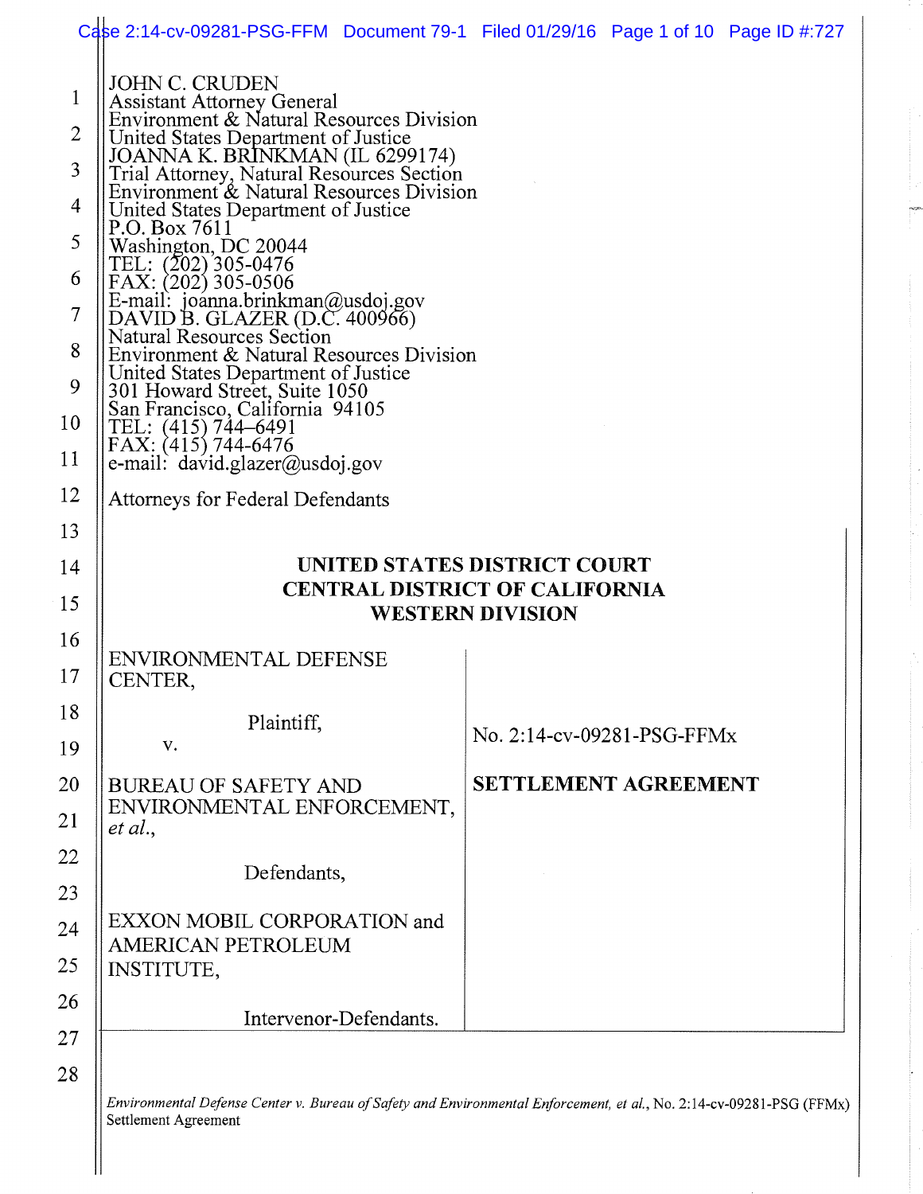JOHN C. CRUDEN
Assistant Attorney General
Environment & Natural Resources Division
United States Department of Justice
JOANNA K. BRINKMAN (IL 6299174)
Trial Attorney, Natural Resources Section
Environment & Natural Resources Division
United States Department of Justice
P.O. Box 7611
Washington, DC 20044
TEL: (202) 305-0476
FAX: (202) 305-0506
E-mail: joanna.brinkman@usdoj.gov
DAVID B. GLAZER (D.C. 400966)
Natural Resources Section
Environment & Natural Resources Division
United States Department of Justice
301 Howard Street, Suite 1050
San Francisco, California 94105
TEL: (415) 744–6491
FAX: (415) 744-6476
e-mail: david.glazer@usdoj.gov

Attorneys for Federal Defendants

**UNITED STATES DISTRICT COURT**
**CENTRAL DISTRICT OF CALIFORNIA**
**WESTERN DIVISION**

| | |
|---|---|
| ENVIRONMENTAL DEFENSE CENTER,<br><br>Plaintiff,<br><br>v.<br><br>BUREAU OF SAFETY AND ENVIRONMENTAL ENFORCEMENT, *et al.*,<br><br>Defendants,<br><br>EXXON MOBIL CORPORATION and AMERICAN PETROLEUM INSTITUTE,<br><br>Intervenor-Defendants. | No. 2:14-cv-09281-PSG-FFMx<br><br>**SETTLEMENT AGREEMENT** |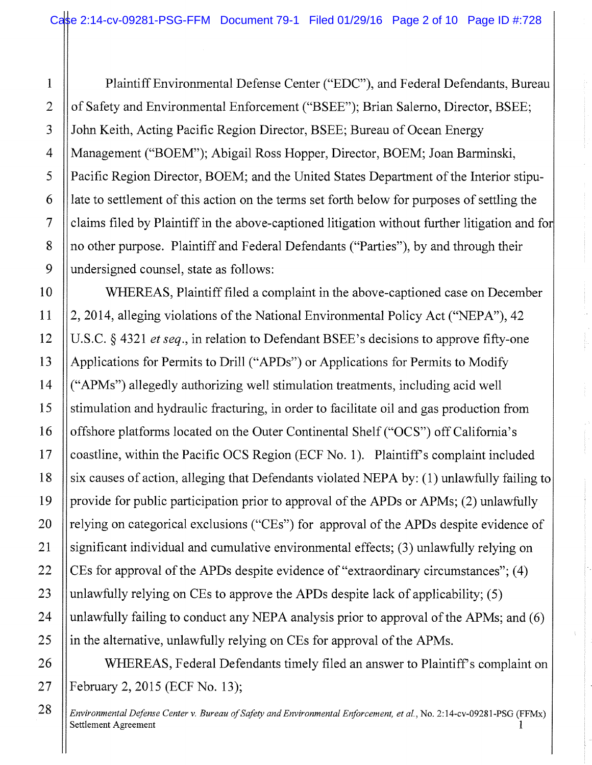Plaintiff Environmental Defense Center ("EDC"), and Federal Defendants, Bureau of Safety and Environmental Enforcement ("BSEE"); Brian Salerno, Director, BSEE; John Keith, Acting Pacific Region Director, BSEE; Bureau of Ocean Energy Management ("BOEM"); Abigail Ross Hopper, Director, BOEM; Joan Barminski, Pacific Region Director, BOEM; and the United States Department of the Interior stipulate to settlement of this action on the terms set forth below for purposes of settling the claims filed by Plaintiff in the above-captioned litigation without further litigation and for no other purpose. Plaintiff and Federal Defendants ("Parties"), by and through their undersigned counsel, state as follows:

WHEREAS, Plaintiff filed a complaint in the above-captioned case on December 2, 2014, alleging violations of the National Environmental Policy Act ("NEPA"), 42 U.S.C. § 4321 *et seq*., in relation to Defendant BSEE's decisions to approve fifty-one Applications for Permits to Drill ("APDs") or Applications for Permits to Modify ("APMs") allegedly authorizing well stimulation treatments, including acid well stimulation and hydraulic fracturing, in order to facilitate oil and gas production from offshore platforms located on the Outer Continental Shelf ("OCS") off California's coastline, within the Pacific OCS Region (ECF No. 1). Plaintiff's complaint included six causes of action, alleging that Defendants violated NEPA by: (1) unlawfully failing to provide for public participation prior to approval of the APDs or APMs; (2) unlawfully relying on categorical exclusions ("CEs") for approval of the APDs despite evidence of significant individual and cumulative environmental effects; (3) unlawfully relying on CEs for approval of the APDs despite evidence of "extraordinary circumstances"; (4) unlawfully relying on CEs to approve the APDs despite lack of applicability; (5) unlawfully failing to conduct any NEPA analysis prior to approval of the APMs; and (6) in the alternative, unlawfully relying on CEs for approval of the APMs.

WHEREAS, Federal Defendants timely filed an answer to Plaintiff's complaint on February 2, 2015 (ECF No. 13);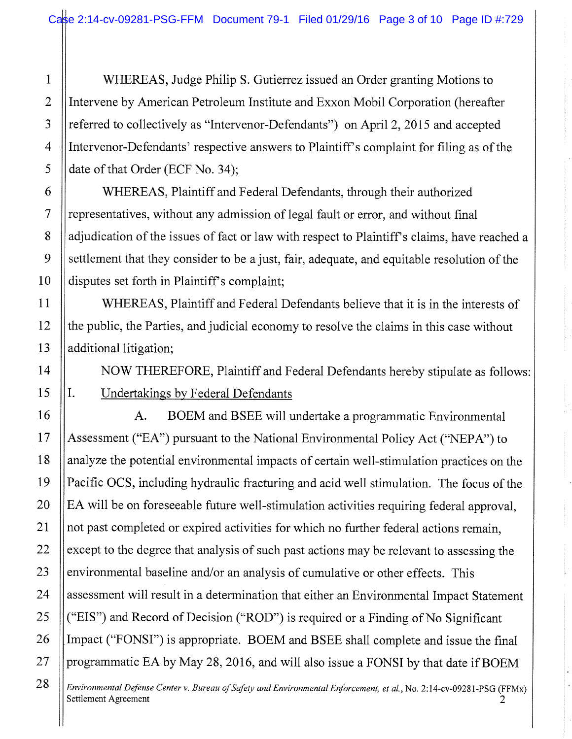WHEREAS, Judge Philip S. Gutierrez issued an Order granting Motions to Intervene by American Petroleum Institute and Exxon Mobil Corporation (hereafter referred to collectively as "Intervenor-Defendants") on April 2, 2015 and accepted Intervenor-Defendants' respective answers to Plaintiff's complaint for filing as of the date of that Order (ECF No. 34);

WHEREAS, Plaintiff and Federal Defendants, through their authorized representatives, without any admission of legal fault or error, and without final adjudication of the issues of fact or law with respect to Plaintiff's claims, have reached a settlement that they consider to be a just, fair, adequate, and equitable resolution of the disputes set forth in Plaintiff's complaint;

WHEREAS, Plaintiff and Federal Defendants believe that it is in the interests of the public, the Parties, and judicial economy to resolve the claims in this case without additional litigation;

NOW THEREFORE, Plaintiff and Federal Defendants hereby stipulate as follows:

I. Undertakings by Federal Defendants

A. BOEM and BSEE will undertake a programmatic Environmental Assessment ("EA") pursuant to the National Environmental Policy Act ("NEPA") to analyze the potential environmental impacts of certain well-stimulation practices on the Pacific OCS, including hydraulic fracturing and acid well stimulation. The focus of the EA will be on foreseeable future well-stimulation activities requiring federal approval, not past completed or expired activities for which no further federal actions remain, except to the degree that analysis of such past actions may be relevant to assessing the environmental baseline and/or an analysis of cumulative or other effects. This assessment will result in a determination that either an Environmental Impact Statement ("EIS") and Record of Decision ("ROD") is required or a Finding of No Significant Impact ("FONSI") is appropriate. BOEM and BSEE shall complete and issue the final programmatic EA by May 28, 2016, and will also issue a FONSI by that date if BOEM

*Environmental Defense Center v. Bureau of Safety and Environmental Enforcement, et al.*, No. 2:14-cv-09281-PSG (FFMx)
Settlement Agreement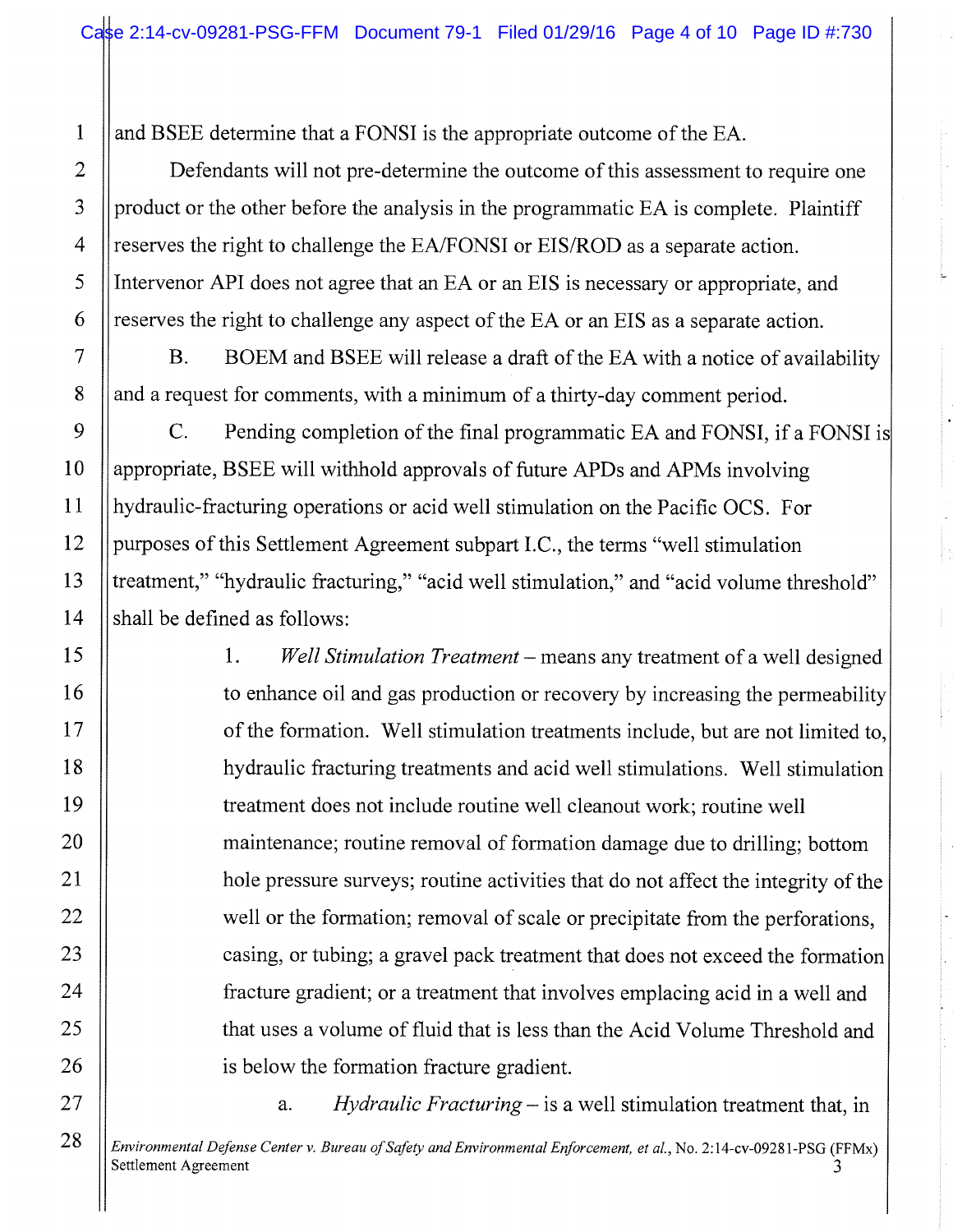and BSEE determine that a FONSI is the appropriate outcome of the EA.

Defendants will not pre-determine the outcome of this assessment to require one product or the other before the analysis in the programmatic EA is complete. Plaintiff reserves the right to challenge the EA/FONSI or EIS/ROD as a separate action. Intervenor API does not agree that an EA or an EIS is necessary or appropriate, and reserves the right to challenge any aspect of the EA or an EIS as a separate action.

B. BOEM and BSEE will release a draft of the EA with a notice of availability and a request for comments, with a minimum of a thirty-day comment period.

C. Pending completion of the final programmatic EA and FONSI, if a FONSI is appropriate, BSEE will withhold approvals of future APDs and APMs involving hydraulic-fracturing operations or acid well stimulation on the Pacific OCS. For purposes of this Settlement Agreement subpart I.C., the terms "well stimulation treatment," "hydraulic fracturing," "acid well stimulation," and "acid volume threshold" shall be defined as follows:

1. *Well Stimulation Treatment* – means any treatment of a well designed to enhance oil and gas production or recovery by increasing the permeability of the formation. Well stimulation treatments include, but are not limited to, hydraulic fracturing treatments and acid well stimulations. Well stimulation treatment does not include routine well cleanout work; routine well maintenance; routine removal of formation damage due to drilling; bottom hole pressure surveys; routine activities that do not affect the integrity of the well or the formation; removal of scale or precipitate from the perforations, casing, or tubing; a gravel pack treatment that does not exceed the formation fracture gradient; or a treatment that involves emplacing acid in a well and that uses a volume of fluid that is less than the Acid Volume Threshold and is below the formation fracture gradient.

a. *Hydraulic Fracturing* – is a well stimulation treatment that, in

*Environmental Defense Center v. Bureau of Safety and Environmental Enforcement, et al.*, No. 2:14-cv-09281-PSG (FFMx) Settlement Agreement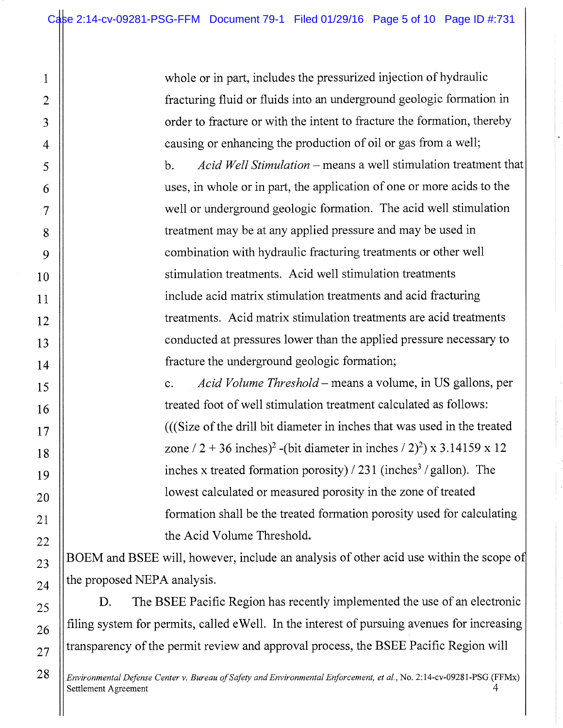whole or in part, includes the pressurized injection of hydraulic fracturing fluid or fluids into an underground geologic formation in order to fracture or with the intent to fracture the formation, thereby causing or enhancing the production of oil or gas from a well;

b. *Acid Well Stimulation* – means a well stimulation treatment that uses, in whole or in part, the application of one or more acids to the well or underground geologic formation. The acid well stimulation treatment may be at any applied pressure and may be used in combination with hydraulic fracturing treatments or other well stimulation treatments. Acid well stimulation treatments include acid matrix stimulation treatments and acid fracturing treatments. Acid matrix stimulation treatments are acid treatments conducted at pressures lower than the applied pressure necessary to fracture the underground geologic formation;

c. *Acid Volume Threshold* – means a volume, in US gallons, per treated foot of well stimulation treatment calculated as follows: (((Size of the drill bit diameter in inches that was used in the treated zone / 2 + 36 inches)$^2$ -(bit diameter in inches / 2)$^2$) x 3.14159 x 12 inches x treated formation porosity) / 231 (inches$^3$ / gallon). The lowest calculated or measured porosity in the zone of treated formation shall be the treated formation porosity used for calculating the Acid Volume Threshold.

BOEM and BSEE will, however, include an analysis of other acid use within the scope of the proposed NEPA analysis.

D. The BSEE Pacific Region has recently implemented the use of an electronic filing system for permits, called eWell. In the interest of pursuing avenues for increasing transparency of the permit review and approval process, the BSEE Pacific Region will

*Environmental Defense Center v. Bureau of Safety and Environmental Enforcement, et al.*, No. 2:14-cv-09281-PSG (FFMx) Settlement Agreement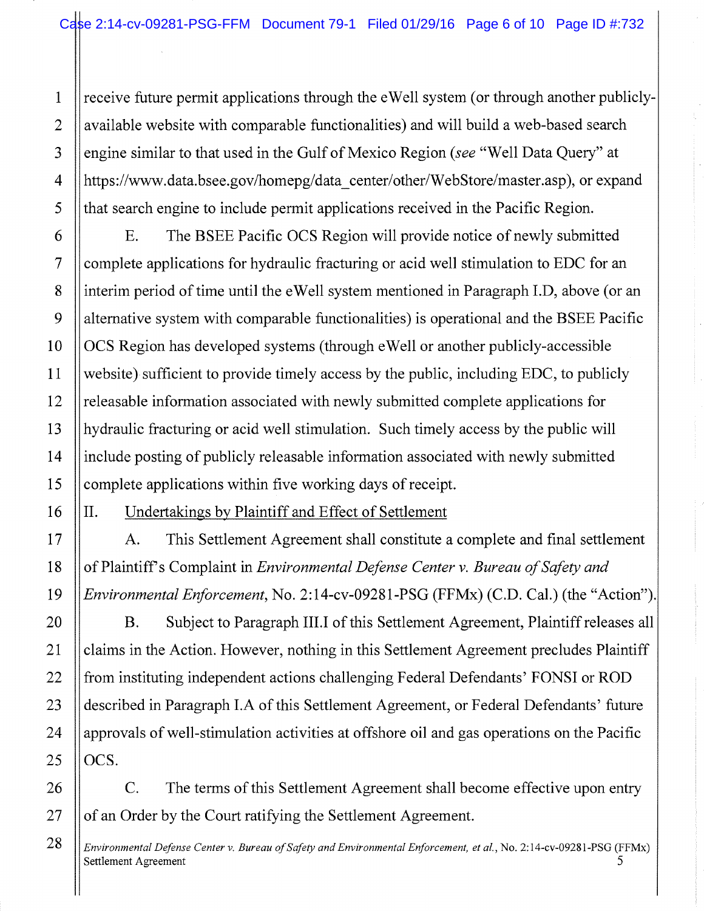receive future permit applications through the eWell system (or through another publicly-available website with comparable functionalities) and will build a web-based search engine similar to that used in the Gulf of Mexico Region (*see* "Well Data Query" at https://www.data.bsee.gov/homepg/data_center/other/WebStore/master.asp), or expand that search engine to include permit applications received in the Pacific Region.

E. The BSEE Pacific OCS Region will provide notice of newly submitted complete applications for hydraulic fracturing or acid well stimulation to EDC for an interim period of time until the eWell system mentioned in Paragraph I.D, above (or an alternative system with comparable functionalities) is operational and the BSEE Pacific OCS Region has developed systems (through eWell or another publicly-accessible website) sufficient to provide timely access by the public, including EDC, to publicly releasable information associated with newly submitted complete applications for hydraulic fracturing or acid well stimulation. Such timely access by the public will include posting of publicly releasable information associated with newly submitted complete applications within five working days of receipt.

II. Undertakings by Plaintiff and Effect of Settlement

A. This Settlement Agreement shall constitute a complete and final settlement of Plaintiff's Complaint in *Environmental Defense Center v. Bureau of Safety and Environmental Enforcement*, No. 2:14-cv-09281-PSG (FFMx) (C.D. Cal.) (the "Action").

B. Subject to Paragraph III.I of this Settlement Agreement, Plaintiff releases all claims in the Action. However, nothing in this Settlement Agreement precludes Plaintiff from instituting independent actions challenging Federal Defendants' FONSI or ROD described in Paragraph I.A of this Settlement Agreement, or Federal Defendants' future approvals of well-stimulation activities at offshore oil and gas operations on the Pacific OCS.

C. The terms of this Settlement Agreement shall become effective upon entry of an Order by the Court ratifying the Settlement Agreement.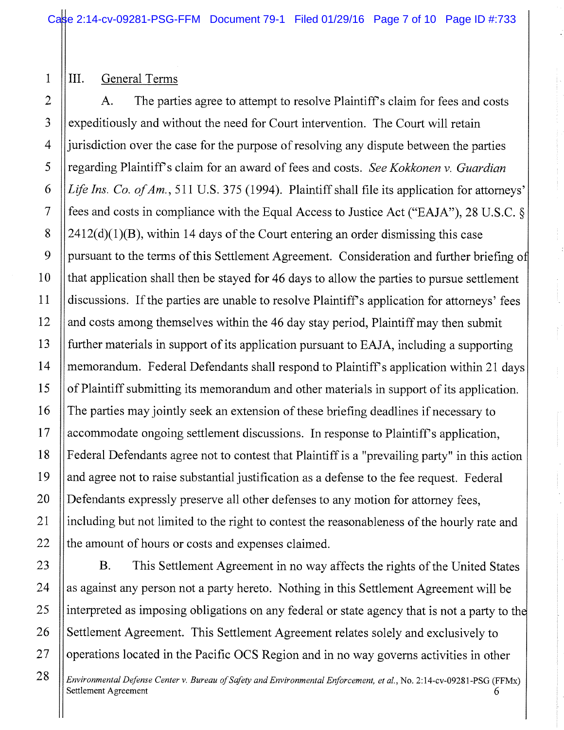## III. General Terms

A. The parties agree to attempt to resolve Plaintiff's claim for fees and costs expeditiously and without the need for Court intervention. The Court will retain jurisdiction over the case for the purpose of resolving any dispute between the parties regarding Plaintiff's claim for an award of fees and costs. *See Kokkonen v. Guardian Life Ins. Co. of Am.*, 511 U.S. 375 (1994). Plaintiff shall file its application for attorneys' fees and costs in compliance with the Equal Access to Justice Act ("EAJA"), 28 U.S.C. § 2412(d)(1)(B), within 14 days of the Court entering an order dismissing this case pursuant to the terms of this Settlement Agreement. Consideration and further briefing of that application shall then be stayed for 46 days to allow the parties to pursue settlement discussions. If the parties are unable to resolve Plaintiff's application for attorneys' fees and costs among themselves within the 46 day stay period, Plaintiff may then submit further materials in support of its application pursuant to EAJA, including a supporting memorandum. Federal Defendants shall respond to Plaintiff's application within 21 days of Plaintiff submitting its memorandum and other materials in support of its application. The parties may jointly seek an extension of these briefing deadlines if necessary to accommodate ongoing settlement discussions. In response to Plaintiff's application, Federal Defendants agree not to contest that Plaintiff is a "prevailing party" in this action and agree not to raise substantial justification as a defense to the fee request. Federal Defendants expressly preserve all other defenses to any motion for attorney fees, including but not limited to the right to contest the reasonableness of the hourly rate and the amount of hours or costs and expenses claimed.

B. This Settlement Agreement in no way affects the rights of the United States as against any person not a party hereto. Nothing in this Settlement Agreement will be interpreted as imposing obligations on any federal or state agency that is not a party to the Settlement Agreement. This Settlement Agreement relates solely and exclusively to operations located in the Pacific OCS Region and in no way governs activities in other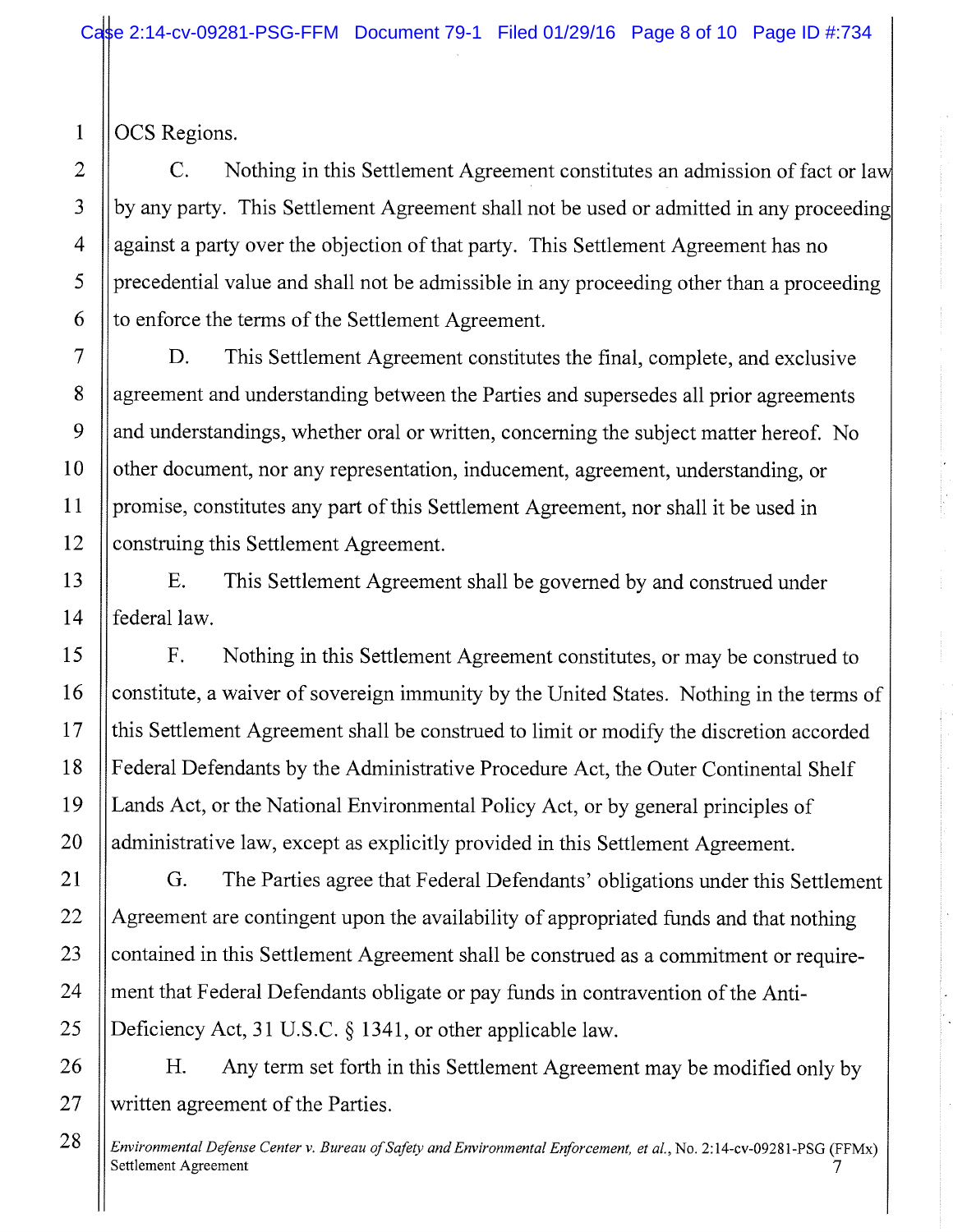OCS Regions.

C. Nothing in this Settlement Agreement constitutes an admission of fact or law by any party. This Settlement Agreement shall not be used or admitted in any proceeding against a party over the objection of that party. This Settlement Agreement has no precedential value and shall not be admissible in any proceeding other than a proceeding to enforce the terms of the Settlement Agreement.

D. This Settlement Agreement constitutes the final, complete, and exclusive agreement and understanding between the Parties and supersedes all prior agreements and understandings, whether oral or written, concerning the subject matter hereof. No other document, nor any representation, inducement, agreement, understanding, or promise, constitutes any part of this Settlement Agreement, nor shall it be used in construing this Settlement Agreement.

E. This Settlement Agreement shall be governed by and construed under federal law.

F. Nothing in this Settlement Agreement constitutes, or may be construed to constitute, a waiver of sovereign immunity by the United States. Nothing in the terms of this Settlement Agreement shall be construed to limit or modify the discretion accorded Federal Defendants by the Administrative Procedure Act, the Outer Continental Shelf Lands Act, or the National Environmental Policy Act, or by general principles of administrative law, except as explicitly provided in this Settlement Agreement.

G. The Parties agree that Federal Defendants' obligations under this Settlement Agreement are contingent upon the availability of appropriated funds and that nothing contained in this Settlement Agreement shall be construed as a commitment or requirement that Federal Defendants obligate or pay funds in contravention of the Anti-Deficiency Act, 31 U.S.C. § 1341, or other applicable law.

H. Any term set forth in this Settlement Agreement may be modified only by written agreement of the Parties.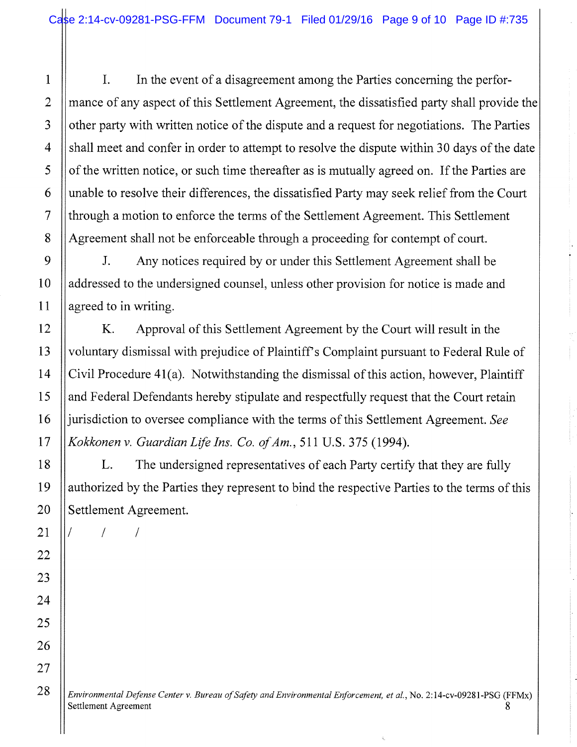I. In the event of a disagreement among the Parties concerning the performance of any aspect of this Settlement Agreement, the dissatisfied party shall provide the other party with written notice of the dispute and a request for negotiations. The Parties shall meet and confer in order to attempt to resolve the dispute within 30 days of the date of the written notice, or such time thereafter as is mutually agreed on. If the Parties are unable to resolve their differences, the dissatisfied Party may seek relief from the Court through a motion to enforce the terms of the Settlement Agreement. This Settlement Agreement shall not be enforceable through a proceeding for contempt of court.

J. Any notices required by or under this Settlement Agreement shall be addressed to the undersigned counsel, unless other provision for notice is made and agreed to in writing.

K. Approval of this Settlement Agreement by the Court will result in the voluntary dismissal with prejudice of Plaintiff's Complaint pursuant to Federal Rule of Civil Procedure 41(a). Notwithstanding the dismissal of this action, however, Plaintiff and Federal Defendants hereby stipulate and respectfully request that the Court retain jurisdiction to oversee compliance with the terms of this Settlement Agreement. *See Kokkonen v. Guardian Life Ins. Co. of Am.*, 511 U.S. 375 (1994).

L. The undersigned representatives of each Party certify that they are fully authorized by the Parties they represent to bind the respective Parties to the terms of this Settlement Agreement.

/ / /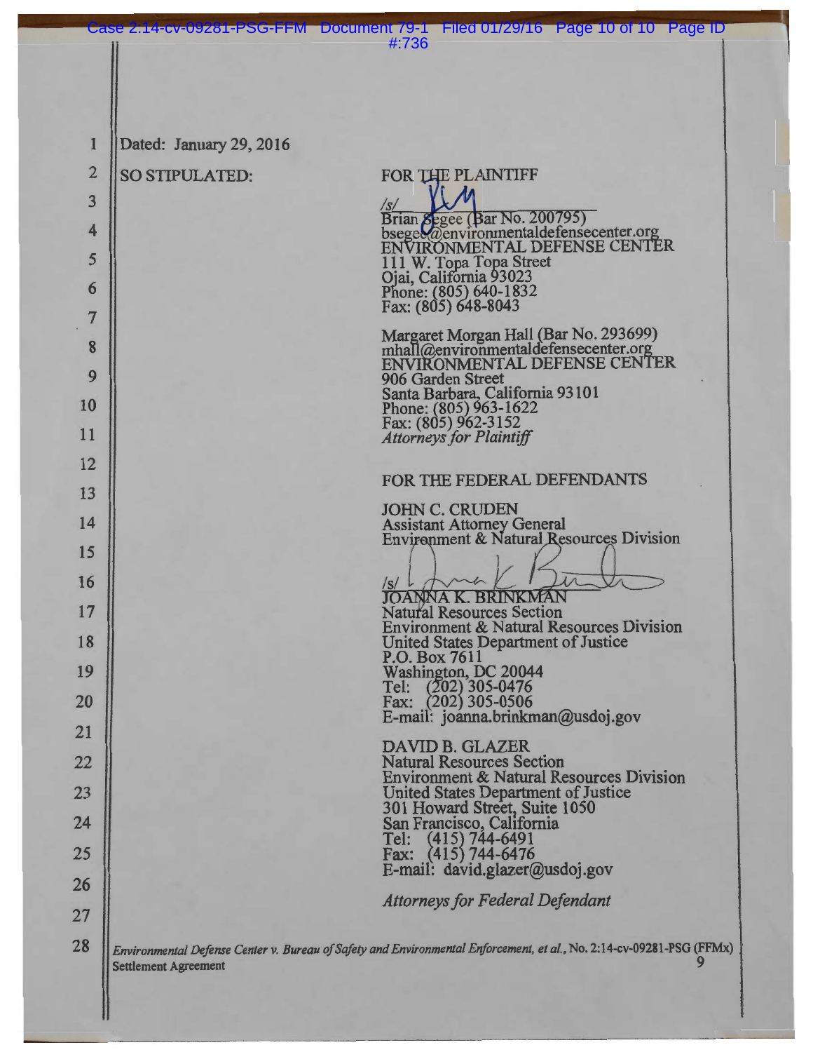Dated: January 29, 2016

SO STIPULATED:

FOR THE PLAINTIFF

/s/
Brian Segee (Bar No. 200795)
bsegee@environmentaldefensecenter.org
ENVIRONMENTAL DEFENSE CENTER
111 W. Topa Topa Street
Ojai, California 93023
Phone: (805) 640-1832
Fax: (805) 648-8043

Margaret Morgan Hall (Bar No. 293699)
mhall@environmentaldefensecenter.org
ENVIRONMENTAL DEFENSE CENTER
906 Garden Street
Santa Barbara, California 93101
Phone: (805) 963-1622
Fax: (805) 962-3152
*Attorneys for Plaintiff*

FOR THE FEDERAL DEFENDANTS

JOHN C. CRUDEN
Assistant Attorney General
Environment & Natural Resources Division

/s/
JOANNA K. BRINKMAN
Natural Resources Section
Environment & Natural Resources Division
United States Department of Justice
P.O. Box 7611
Washington, DC 20044
Tel: (202) 305-0476
Fax: (202) 305-0506
E-mail: joanna.brinkman@usdoj.gov

DAVID B. GLAZER
Natural Resources Section
Environment & Natural Resources Division
United States Department of Justice
301 Howard Street, Suite 1050
San Francisco, California
Tel: (415) 744-6491
Fax: (415) 744-6476
E-mail: david.glazer@usdoj.gov

*Attorneys for Federal Defendant*

*Environmental Defense Center v. Bureau of Safety and Environmental Enforcement, et al.*, No. 2:14-cv-09281-PSG (FFMx)
Settlement Agreement